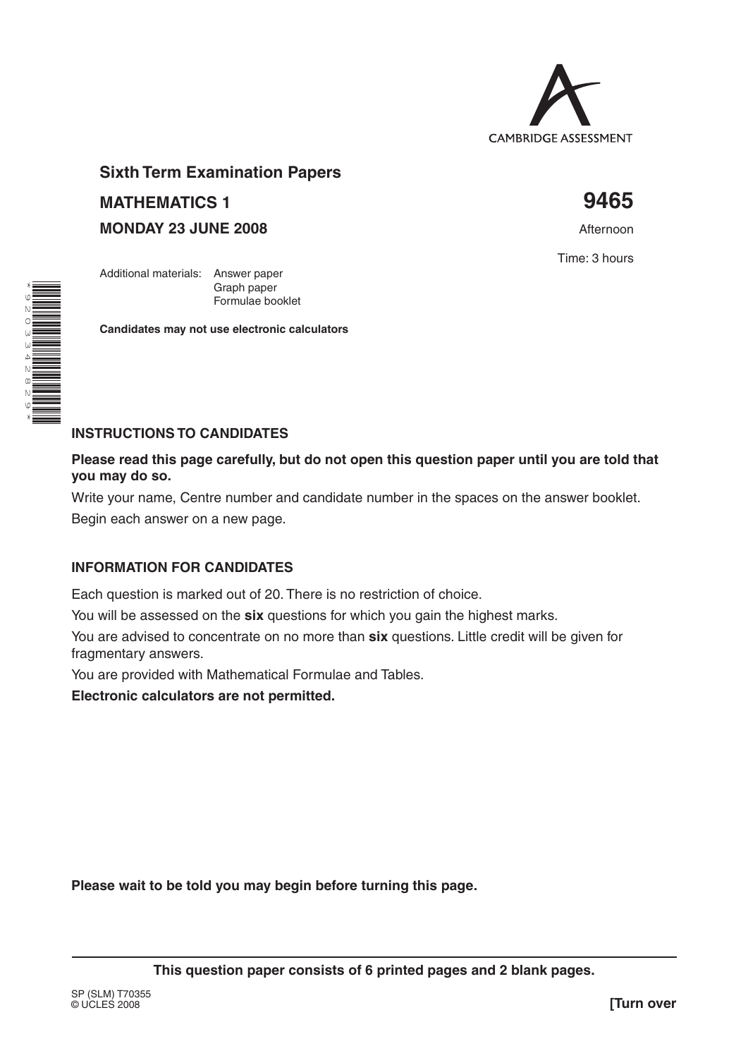CAMBRIDGE ASSESSMENT

# Sixth Term Examination Papers

**MATHEMATICS 1** **9465**

**MONDAY 23 JUNE 2008** Afternoon

Time: 3 hours

Additional materials: Answer paper
Graph paper
Formulae booklet

**Candidates may not use electronic calculators**

## INSTRUCTIONS TO CANDIDATES

**Please read this page carefully, but do not open this question paper until you are told that you may do so.**

Write your name, Centre number and candidate number in the spaces on the answer booklet.

Begin each answer on a new page.

## INFORMATION FOR CANDIDATES

Each question is marked out of 20. There is no restriction of choice.

You will be assessed on the **six** questions for which you gain the highest marks.

You are advised to concentrate on no more than **six** questions. Little credit will be given for fragmentary answers.

You are provided with Mathematical Formulae and Tables.

**Electronic calculators are not permitted.**

**Please wait to be told you may begin before turning this page.**

**This question paper consists of 6 printed pages and 2 blank pages.**

SP (SLM) T70355
© UCLES 2008

**[Turn over**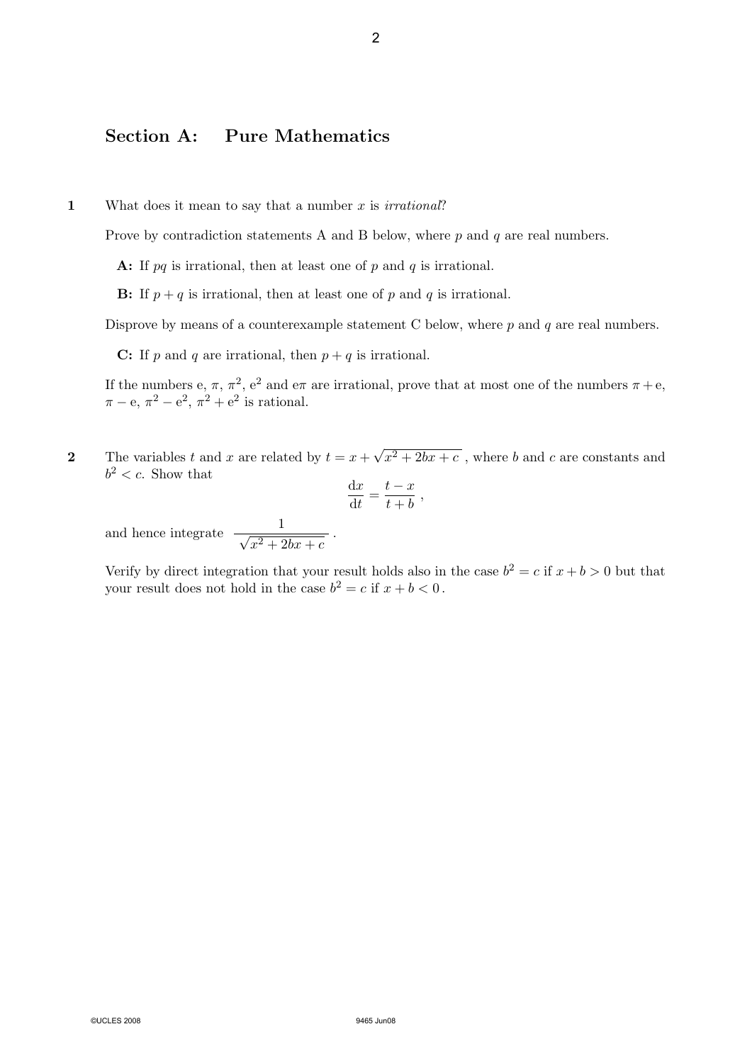## Section A: Pure Mathematics

**1** What does it mean to say that a number $x$ is *irrational*?

Prove by contradiction statements A and B below, where $p$ and $q$ are real numbers.

**A:** If $pq$ is irrational, then at least one of $p$ and $q$ is irrational.

**B:** If $p + q$ is irrational, then at least one of $p$ and $q$ is irrational.

Disprove by means of a counterexample statement C below, where $p$ and $q$ are real numbers.

**C:** If $p$ and $q$ are irrational, then $p + q$ is irrational.

If the numbers e, $\pi$, $\pi^2$, $\mathrm{e}^2$ and $\mathrm{e}\pi$ are irrational, prove that at most one of the numbers $\pi + \mathrm{e}$, $\pi - \mathrm{e}$, $\pi^2 - \mathrm{e}^2$, $\pi^2 + \mathrm{e}^2$ is rational.

**2** The variables $t$ and $x$ are related by $t = x + \sqrt{x^2 + 2bx + c}$ , where $b$ and $c$ are constants and $b^2 < c$. Show that

$$\frac{\mathrm{d}x}{\mathrm{d}t} = \frac{t - x}{t + b} \,,$$

and hence integrate $\dfrac{1}{\sqrt{x^2 + 2bx + c}}$ .

Verify by direct integration that your result holds also in the case $b^2 = c$ if $x + b > 0$ but that your result does not hold in the case $b^2 = c$ if $x + b < 0$.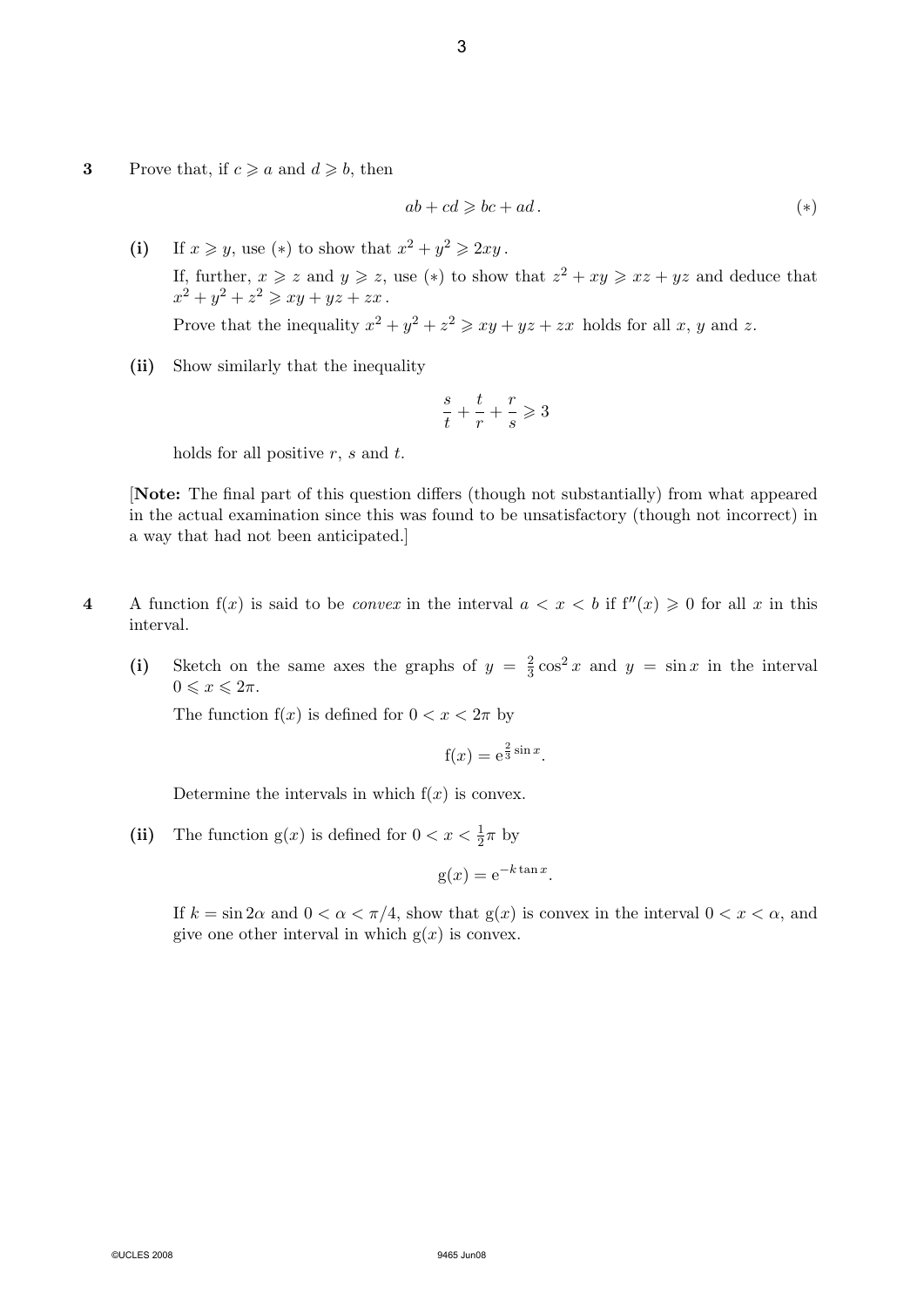**3** Prove that, if $c \geqslant a$ and $d \geqslant b$, then

$$ab + cd \geqslant bc + ad\,. \qquad (*)$$

**(i)** If $x \geqslant y$, use $(*)$ to show that $x^2 + y^2 \geqslant 2xy$.

If, further, $x \geqslant z$ and $y \geqslant z$, use $(*)$ to show that $z^2 + xy \geqslant xz + yz$ and deduce that $x^2 + y^2 + z^2 \geqslant xy + yz + zx$.

Prove that the inequality $x^2 + y^2 + z^2 \geqslant xy + yz + zx$ holds for all $x$, $y$ and $z$.

**(ii)** Show similarly that the inequality

$$\frac{s}{t} + \frac{t}{r} + \frac{r}{s} \geqslant 3$$

holds for all positive $r$, $s$ and $t$.

[**Note:** The final part of this question differs (though not substantially) from what appeared in the actual examination since this was found to be unsatisfactory (though not incorrect) in a way that had not been anticipated.]

**4** A function $f(x)$ is said to be *convex* in the interval $a < x < b$ if $f''(x) \geqslant 0$ for all $x$ in this interval.

**(i)** Sketch on the same axes the graphs of $y = \frac{2}{3}\cos^2 x$ and $y = \sin x$ in the interval $0 \leqslant x \leqslant 2\pi$.

The function $f(x)$ is defined for $0 < x < 2\pi$ by

$$f(x) = e^{\frac{2}{3}\sin x}.$$

Determine the intervals in which $f(x)$ is convex.

**(ii)** The function $g(x)$ is defined for $0 < x < \frac{1}{2}\pi$ by

$$g(x) = e^{-k\tan x}.$$

If $k = \sin 2\alpha$ and $0 < \alpha < \pi/4$, show that $g(x)$ is convex in the interval $0 < x < \alpha$, and give one other interval in which $g(x)$ is convex.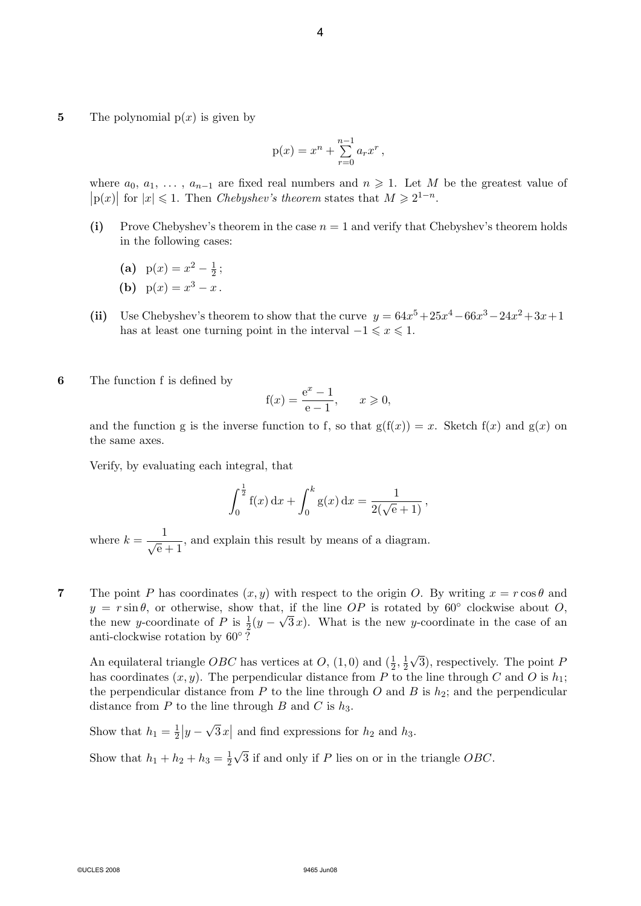**5** The polynomial $\mathrm{p}(x)$ is given by

$$\mathrm{p}(x) = x^n + \sum_{r=0}^{n-1} a_r x^r \,,$$

where $a_0,\ a_1,\ \ldots\,,\ a_{n-1}$ are fixed real numbers and $n \geqslant 1$. Let $M$ be the greatest value of $\left|\mathrm{p}(x)\right|$ for $|x| \leqslant 1$. Then *Chebyshev's theorem* states that $M \geqslant 2^{1-n}$.

**(i)** Prove Chebyshev's theorem in the case $n = 1$ and verify that Chebyshev's theorem holds in the following cases:

**(a)** $\mathrm{p}(x) = x^2 - \frac{1}{2}$ ;

**(b)** $\mathrm{p}(x) = x^3 - x$ .

**(ii)** Use Chebyshev's theorem to show that the curve $y = 64x^5 + 25x^4 - 66x^3 - 24x^2 + 3x + 1$ has at least one turning point in the interval $-1 \leqslant x \leqslant 1$.

**6** The function f is defined by

$$\mathrm{f}(x) = \frac{\mathrm{e}^x - 1}{\mathrm{e} - 1}, \qquad x \geqslant 0,$$

and the function g is the inverse function to f, so that $\mathrm{g}(\mathrm{f}(x)) = x$. Sketch $\mathrm{f}(x)$ and $\mathrm{g}(x)$ on the same axes.

Verify, by evaluating each integral, that

$$\int_0^{\frac{1}{2}} \mathrm{f}(x)\,\mathrm{d}x + \int_0^{k} \mathrm{g}(x)\,\mathrm{d}x = \frac{1}{2(\sqrt{\mathrm{e}} + 1)} \,,$$

where $k = \dfrac{1}{\sqrt{\mathrm{e}} + 1}$, and explain this result by means of a diagram.

**7** The point $P$ has coordinates $(x, y)$ with respect to the origin $O$. By writing $x = r\cos\theta$ and $y = r\sin\theta$, or otherwise, show that, if the line $OP$ is rotated by $60^\circ$ clockwise about $O$, the new $y$-coordinate of $P$ is $\frac{1}{2}(y - \sqrt{3}\,x)$. What is the new $y$-coordinate in the case of an anti-clockwise rotation by $60^\circ$ ?

An equilateral triangle $OBC$ has vertices at $O$, $(1, 0)$ and $(\frac{1}{2}, \frac{1}{2}\sqrt{3})$, respectively. The point $P$ has coordinates $(x, y)$. The perpendicular distance from $P$ to the line through $C$ and $O$ is $h_1$; the perpendicular distance from $P$ to the line through $O$ and $B$ is $h_2$; and the perpendicular distance from $P$ to the line through $B$ and $C$ is $h_3$.

Show that $h_1 = \frac{1}{2}\left|y - \sqrt{3}\,x\right|$ and find expressions for $h_2$ and $h_3$.

Show that $h_1 + h_2 + h_3 = \frac{1}{2}\sqrt{3}$ if and only if $P$ lies on or in the triangle $OBC$.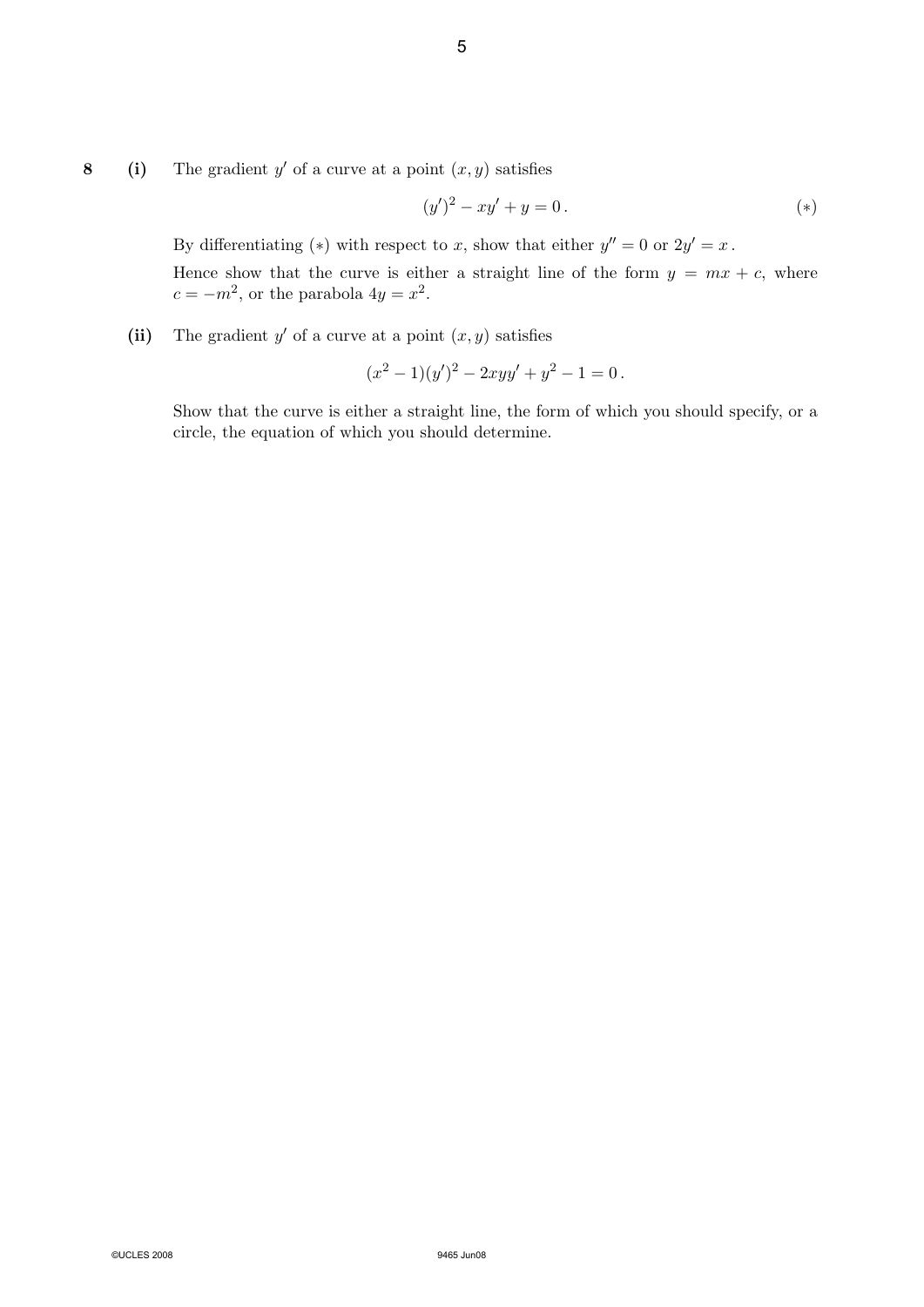**8** **(i)** The gradient $y'$ of a curve at a point $(x, y)$ satisfies

$$(y')^2 - xy' + y = 0\,. \qquad (*)$$

By differentiating $(*)$ with respect to $x$, show that either $y'' = 0$ or $2y' = x$.

Hence show that the curve is either a straight line of the form $y = mx + c$, where $c = -m^2$, or the parabola $4y = x^2$.

**(ii)** The gradient $y'$ of a curve at a point $(x, y)$ satisfies

$$(x^2 - 1)(y')^2 - 2xyy' + y^2 - 1 = 0\,.$$

Show that the curve is either a straight line, the form of which you should specify, or a circle, the equation of which you should determine.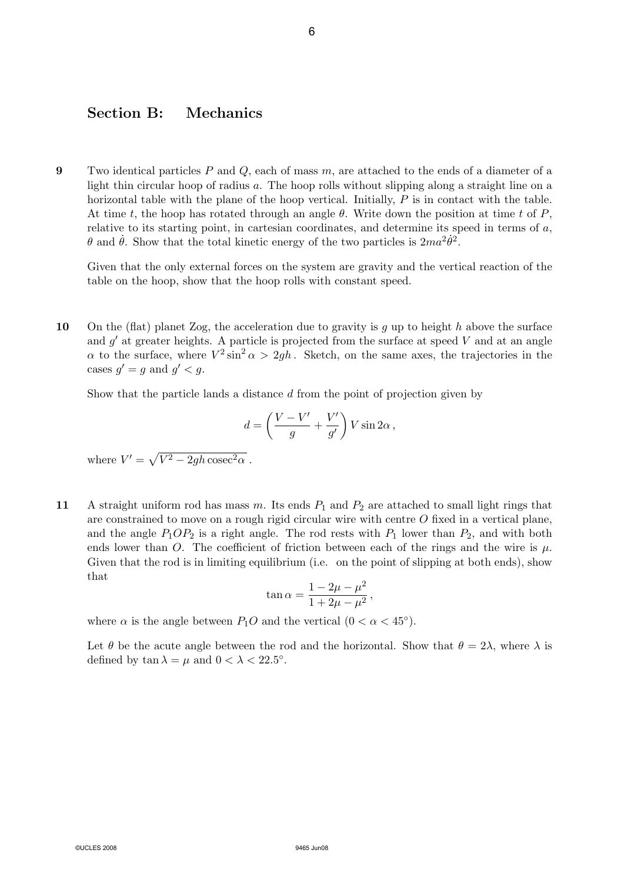## Section B: Mechanics

**9** Two identical particles $P$ and $Q$, each of mass $m$, are attached to the ends of a diameter of a light thin circular hoop of radius $a$. The hoop rolls without slipping along a straight line on a horizontal table with the plane of the hoop vertical. Initially, $P$ is in contact with the table. At time $t$, the hoop has rotated through an angle $\theta$. Write down the position at time $t$ of $P$, relative to its starting point, in cartesian coordinates, and determine its speed in terms of $a$, $\theta$ and $\dot{\theta}$. Show that the total kinetic energy of the two particles is $2ma^2\dot{\theta}^2$.

Given that the only external forces on the system are gravity and the vertical reaction of the table on the hoop, show that the hoop rolls with constant speed.

**10** On the (flat) planet Zog, the acceleration due to gravity is $g$ up to height $h$ above the surface and $g'$ at greater heights. A particle is projected from the surface at speed $V$ and at an angle $\alpha$ to the surface, where $V^2 \sin^2 \alpha > 2gh$. Sketch, on the same axes, the trajectories in the cases $g' = g$ and $g' < g$.

Show that the particle lands a distance $d$ from the point of projection given by

$$d = \left( \frac{V - V'}{g} + \frac{V'}{g'} \right) V \sin 2\alpha \,,$$

where $V' = \sqrt{V^2 - 2gh \operatorname{cosec}^2 \alpha}$ .

**11** A straight uniform rod has mass $m$. Its ends $P_1$ and $P_2$ are attached to small light rings that are constrained to move on a rough rigid circular wire with centre $O$ fixed in a vertical plane, and the angle $P_1OP_2$ is a right angle. The rod rests with $P_1$ lower than $P_2$, and with both ends lower than $O$. The coefficient of friction between each of the rings and the wire is $\mu$. Given that the rod is in limiting equilibrium (i.e. on the point of slipping at both ends), show that

$$\tan \alpha = \frac{1 - 2\mu - \mu^2}{1 + 2\mu - \mu^2} \,,$$

where $\alpha$ is the angle between $P_1O$ and the vertical ($0 < \alpha < 45°$).

Let $\theta$ be the acute angle between the rod and the horizontal. Show that $\theta = 2\lambda$, where $\lambda$ is defined by $\tan \lambda = \mu$ and $0 < \lambda < 22.5°$.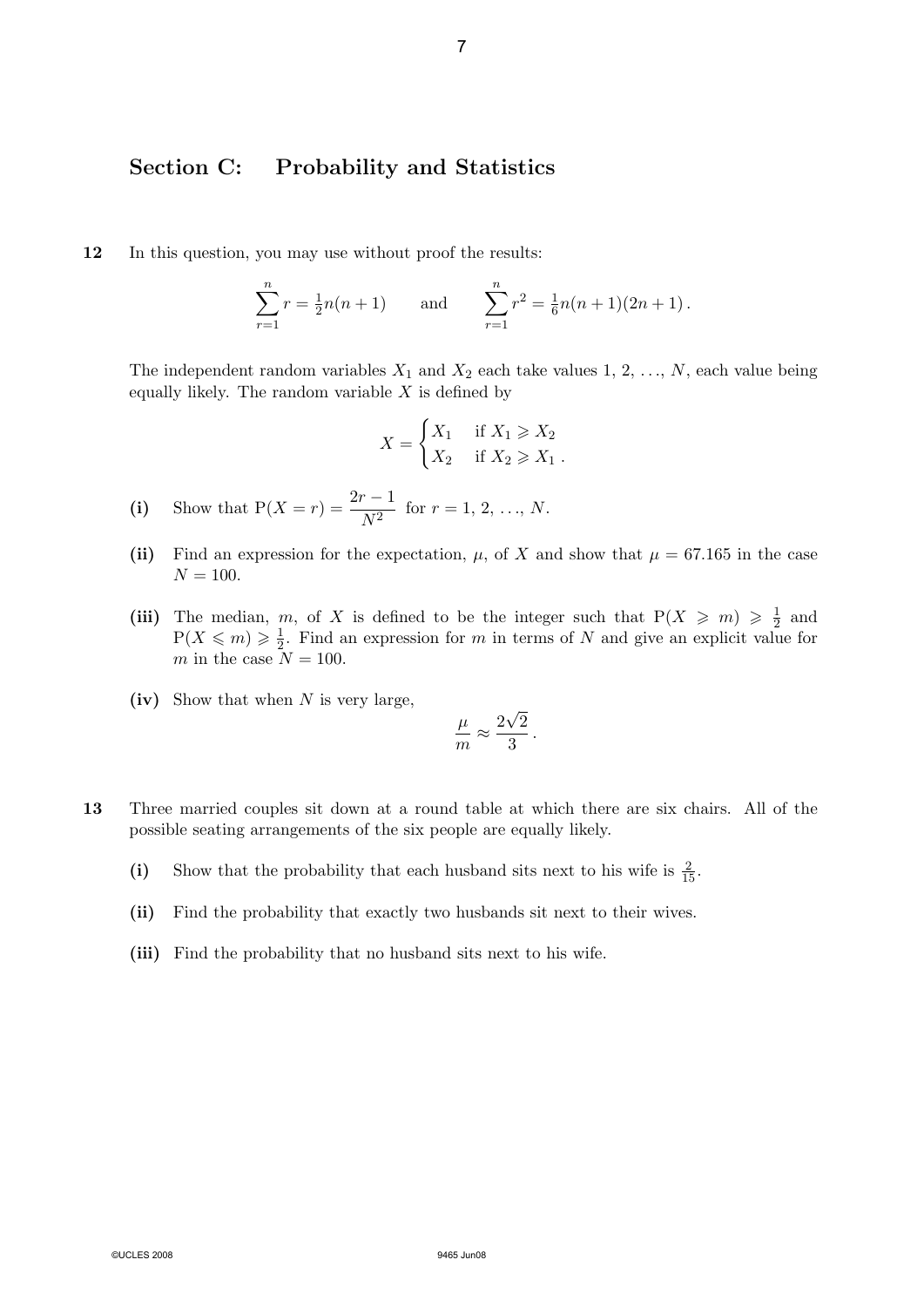## Section C: Probability and Statistics

**12** In this question, you may use without proof the results:

$$\sum_{r=1}^{n} r = \tfrac{1}{2}n(n+1) \qquad \text{and} \qquad \sum_{r=1}^{n} r^2 = \tfrac{1}{6}n(n+1)(2n+1)\,.$$

The independent random variables $X_1$ and $X_2$ each take values 1, 2, …, $N$, each value being equally likely. The random variable $X$ is defined by

$$X = \begin{cases} X_1 & \text{if } X_1 \geqslant X_2 \\ X_2 & \text{if } X_2 \geqslant X_1\,. \end{cases}$$

**(i)** Show that $\mathrm{P}(X = r) = \dfrac{2r-1}{N^2}$ for $r = 1, 2, \ldots, N$.

**(ii)** Find an expression for the expectation, $\mu$, of $X$ and show that $\mu = 67.165$ in the case $N = 100$.

**(iii)** The median, $m$, of $X$ is defined to be the integer such that $\mathrm{P}(X \geqslant m) \geqslant \frac{1}{2}$ and $\mathrm{P}(X \leqslant m) \geqslant \frac{1}{2}$. Find an expression for $m$ in terms of $N$ and give an explicit value for $m$ in the case $N = 100$.

**(iv)** Show that when $N$ is very large,

$$\frac{\mu}{m} \approx \frac{2\sqrt{2}}{3}\,.$$

**13** Three married couples sit down at a round table at which there are six chairs. All of the possible seating arrangements of the six people are equally likely.

**(i)** Show that the probability that each husband sits next to his wife is $\frac{2}{15}$.

**(ii)** Find the probability that exactly two husbands sit next to their wives.

**(iii)** Find the probability that no husband sits next to his wife.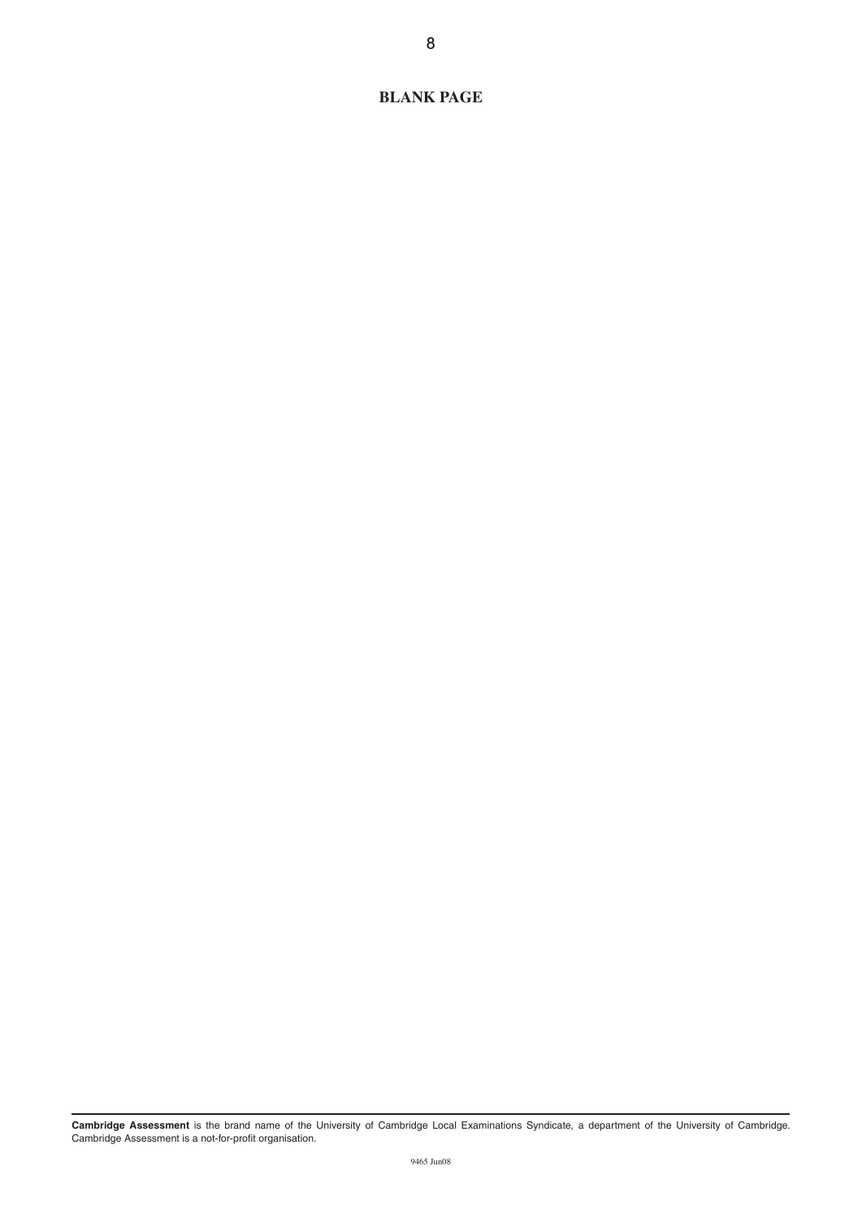**BLANK PAGE**

**Cambridge Assessment** is the brand name of the University of Cambridge Local Examinations Syndicate, a department of the University of Cambridge. Cambridge Assessment is a not-for-profit organisation.

9465 Jun08